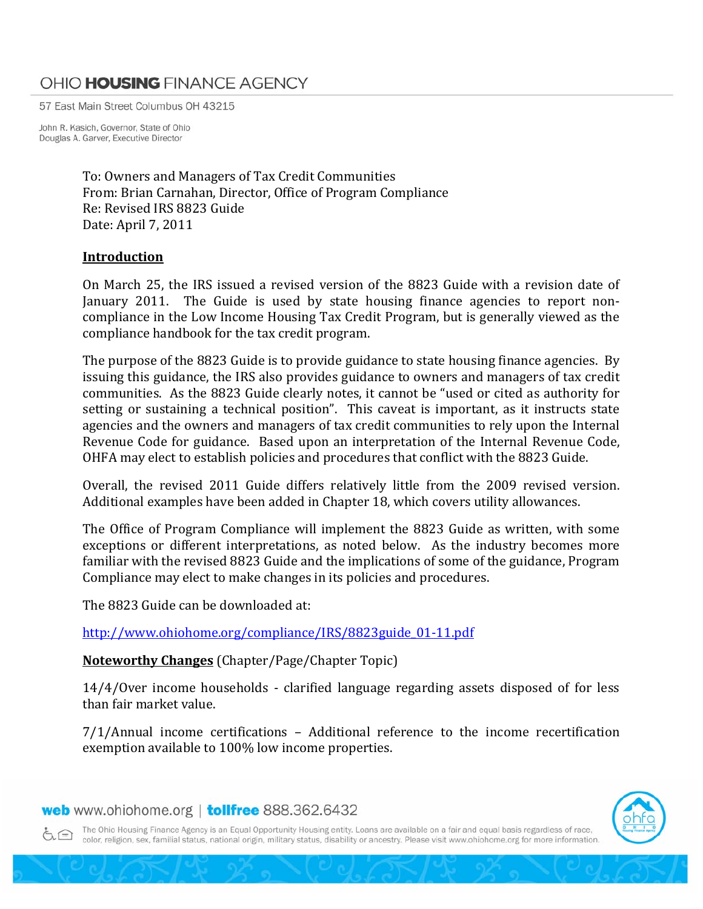# OHIO HOUSING FINANCE AGENCY

57 East Main Street Columbus OH 43215

John R. Kasich, Governor, State of Ohio
Douglas A. Garver, Executive Director

To: Owners and Managers of Tax Credit Communities
From: Brian Carnahan, Director, Office of Program Compliance
Re: Revised IRS 8823 Guide
Date: April 7, 2011

## Introduction

On March 25, the IRS issued a revised version of the 8823 Guide with a revision date of January 2011. The Guide is used by state housing finance agencies to report non-compliance in the Low Income Housing Tax Credit Program, but is generally viewed as the compliance handbook for the tax credit program.

The purpose of the 8823 Guide is to provide guidance to state housing finance agencies. By issuing this guidance, the IRS also provides guidance to owners and managers of tax credit communities. As the 8823 Guide clearly notes, it cannot be "used or cited as authority for setting or sustaining a technical position". This caveat is important, as it instructs state agencies and the owners and managers of tax credit communities to rely upon the Internal Revenue Code for guidance. Based upon an interpretation of the Internal Revenue Code, OHFA may elect to establish policies and procedures that conflict with the 8823 Guide.

Overall, the revised 2011 Guide differs relatively little from the 2009 revised version. Additional examples have been added in Chapter 18, which covers utility allowances.

The Office of Program Compliance will implement the 8823 Guide as written, with some exceptions or different interpretations, as noted below. As the industry becomes more familiar with the revised 8823 Guide and the implications of some of the guidance, Program Compliance may elect to make changes in its policies and procedures.

The 8823 Guide can be downloaded at:

http://www.ohiohome.org/compliance/IRS/8823guide_01-11.pdf

**Noteworthy Changes** (Chapter/Page/Chapter Topic)

14/4/Over income households - clarified language regarding assets disposed of for less than fair market value.

7/1/Annual income certifications – Additional reference to the income recertification exemption available to 100% low income properties.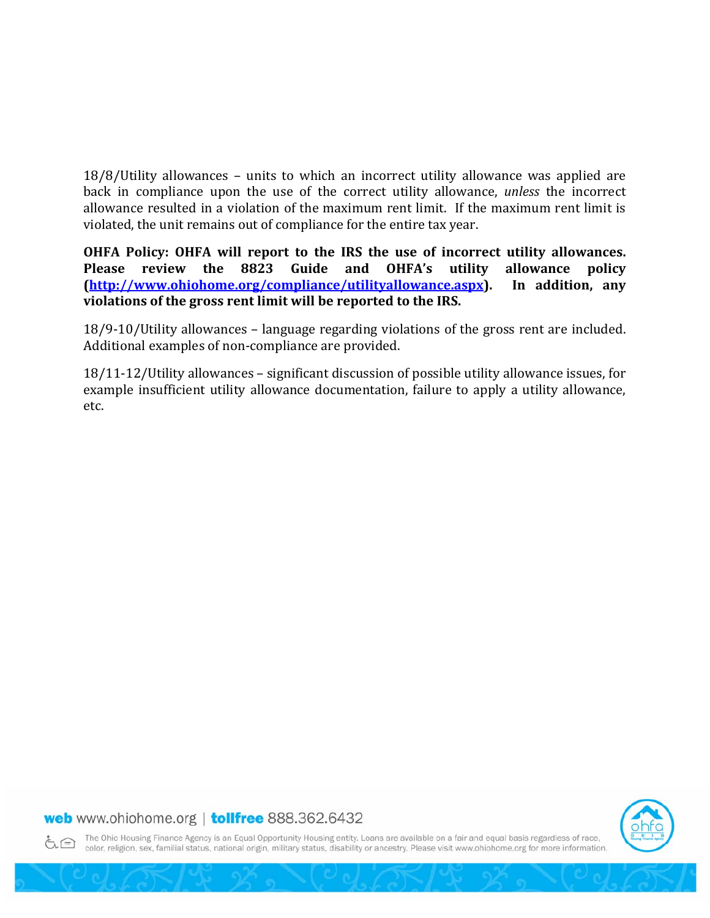18/8/Utility allowances – units to which an incorrect utility allowance was applied are back in compliance upon the use of the correct utility allowance, *unless* the incorrect allowance resulted in a violation of the maximum rent limit. If the maximum rent limit is violated, the unit remains out of compliance for the entire tax year.

**OHFA Policy: OHFA will report to the IRS the use of incorrect utility allowances. Please review the 8823 Guide and OHFA's utility allowance policy ([http://www.ohiohome.org/compliance/utilityallowance.aspx](http://www.ohiohome.org/compliance/utilityallowance.aspx)). In addition, any violations of the gross rent limit will be reported to the IRS.**

18/9-10/Utility allowances – language regarding violations of the gross rent are included. Additional examples of non-compliance are provided.

18/11-12/Utility allowances – significant discussion of possible utility allowance issues, for example insufficient utility allowance documentation, failure to apply a utility allowance, etc.